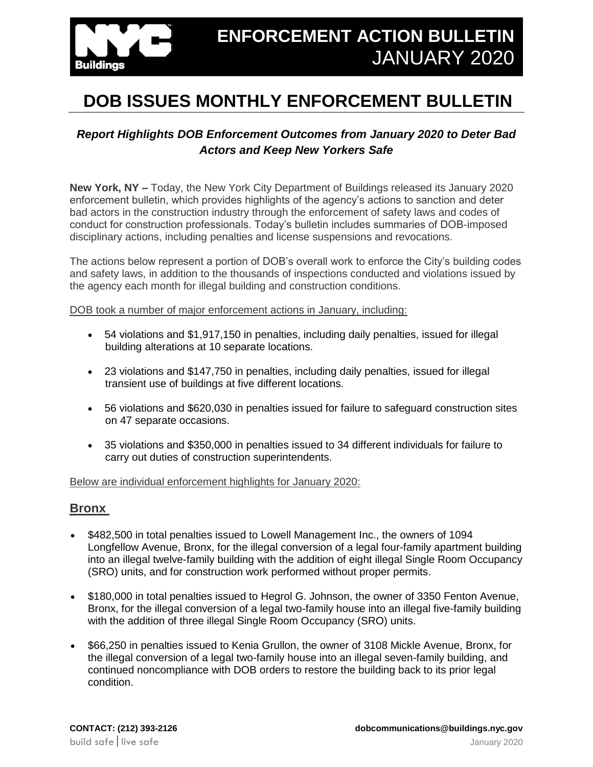# ENFORCEMENT ACTION BULLETIN JANUARY 2020

# DOB ISSUES MONTHLY ENFORCEMENT BULLETIN

***Report Highlights DOB Enforcement Outcomes from January 2020 to Deter Bad Actors and Keep New Yorkers Safe***

**New York, NY –** Today, the New York City Department of Buildings released its January 2020 enforcement bulletin, which provides highlights of the agency's actions to sanction and deter bad actors in the construction industry through the enforcement of safety laws and codes of conduct for construction professionals. Today's bulletin includes summaries of DOB-imposed disciplinary actions, including penalties and license suspensions and revocations.

The actions below represent a portion of DOB's overall work to enforce the City's building codes and safety laws, in addition to the thousands of inspections conducted and violations issued by the agency each month for illegal building and construction conditions.

DOB took a number of major enforcement actions in January, including:

- 54 violations and $1,917,150 in penalties, including daily penalties, issued for illegal building alterations at 10 separate locations.
- 23 violations and $147,750 in penalties, including daily penalties, issued for illegal transient use of buildings at five different locations.
- 56 violations and $620,030 in penalties issued for failure to safeguard construction sites on 47 separate occasions.
- 35 violations and $350,000 in penalties issued to 34 different individuals for failure to carry out duties of construction superintendents.

Below are individual enforcement highlights for January 2020:

## Bronx

- $482,500 in total penalties issued to Lowell Management Inc., the owners of 1094 Longfellow Avenue, Bronx, for the illegal conversion of a legal four-family apartment building into an illegal twelve-family building with the addition of eight illegal Single Room Occupancy (SRO) units, and for construction work performed without proper permits.
- $180,000 in total penalties issued to Hegrol G. Johnson, the owner of 3350 Fenton Avenue, Bronx, for the illegal conversion of a legal two-family house into an illegal five-family building with the addition of three illegal Single Room Occupancy (SRO) units.
- $66,250 in penalties issued to Kenia Grullon, the owner of 3108 Mickle Avenue, Bronx, for the illegal conversion of a legal two-family house into an illegal seven-family building, and continued noncompliance with DOB orders to restore the building back to its prior legal condition.

**CONTACT: (212) 393-2126** **dobcommunications@buildings.nyc.gov**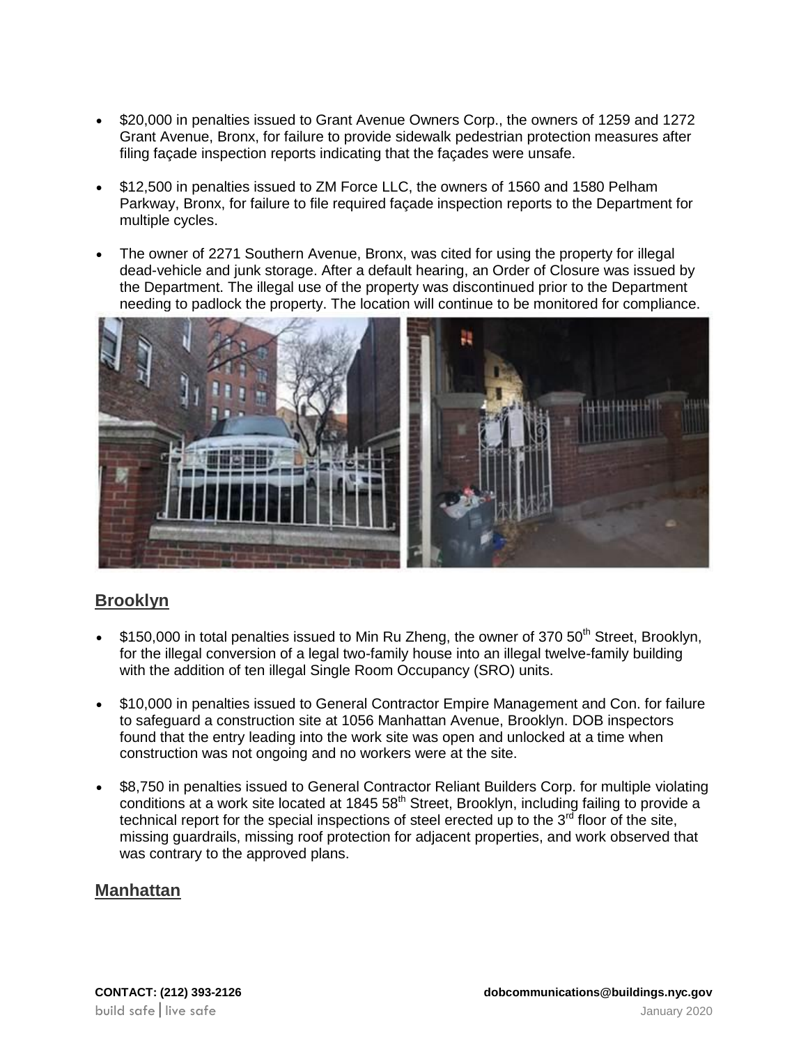- $20,000 in penalties issued to Grant Avenue Owners Corp., the owners of 1259 and 1272 Grant Avenue, Bronx, for failure to provide sidewalk pedestrian protection measures after filing façade inspection reports indicating that the façades were unsafe.

- $12,500 in penalties issued to ZM Force LLC, the owners of 1560 and 1580 Pelham Parkway, Bronx, for failure to file required façade inspection reports to the Department for multiple cycles.

- The owner of 2271 Southern Avenue, Bronx, was cited for using the property for illegal dead-vehicle and junk storage. After a default hearing, an Order of Closure was issued by the Department. The illegal use of the property was discontinued prior to the Department needing to padlock the property. The location will continue to be monitored for compliance.

## Brooklyn

- $150,000 in total penalties issued to Min Ru Zheng, the owner of 370 50th Street, Brooklyn, for the illegal conversion of a legal two-family house into an illegal twelve-family building with the addition of ten illegal Single Room Occupancy (SRO) units.

- $10,000 in penalties issued to General Contractor Empire Management and Con. for failure to safeguard a construction site at 1056 Manhattan Avenue, Brooklyn. DOB inspectors found that the entry leading into the work site was open and unlocked at a time when construction was not ongoing and no workers were at the site.

- $8,750 in penalties issued to General Contractor Reliant Builders Corp. for multiple violating conditions at a work site located at 1845 58th Street, Brooklyn, including failing to provide a technical report for the special inspections of steel erected up to the 3rd floor of the site, missing guardrails, missing roof protection for adjacent properties, and work observed that was contrary to the approved plans.

## Manhattan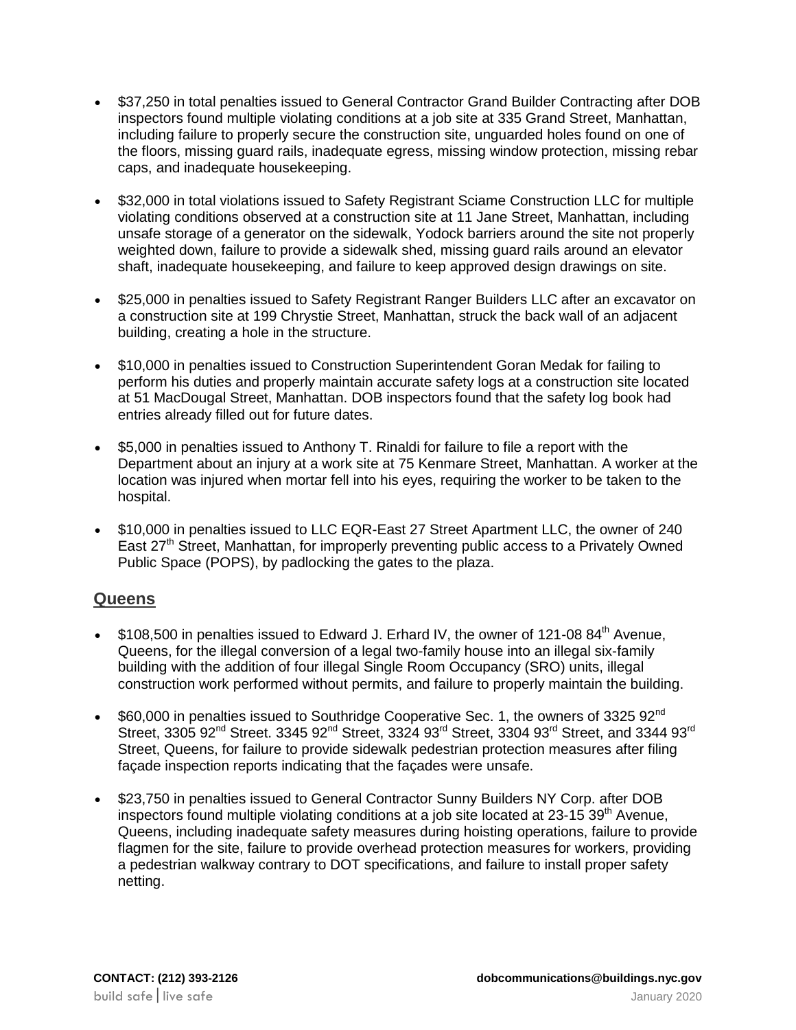- $37,250 in total penalties issued to General Contractor Grand Builder Contracting after DOB inspectors found multiple violating conditions at a job site at 335 Grand Street, Manhattan, including failure to properly secure the construction site, unguarded holes found on one of the floors, missing guard rails, inadequate egress, missing window protection, missing rebar caps, and inadequate housekeeping.

- $32,000 in total violations issued to Safety Registrant Sciame Construction LLC for multiple violating conditions observed at a construction site at 11 Jane Street, Manhattan, including unsafe storage of a generator on the sidewalk, Yodock barriers around the site not properly weighted down, failure to provide a sidewalk shed, missing guard rails around an elevator shaft, inadequate housekeeping, and failure to keep approved design drawings on site.

- $25,000 in penalties issued to Safety Registrant Ranger Builders LLC after an excavator on a construction site at 199 Chrystie Street, Manhattan, struck the back wall of an adjacent building, creating a hole in the structure.

- $10,000 in penalties issued to Construction Superintendent Goran Medak for failing to perform his duties and properly maintain accurate safety logs at a construction site located at 51 MacDougal Street, Manhattan. DOB inspectors found that the safety log book had entries already filled out for future dates.

- $5,000 in penalties issued to Anthony T. Rinaldi for failure to file a report with the Department about an injury at a work site at 75 Kenmare Street, Manhattan. A worker at the location was injured when mortar fell into his eyes, requiring the worker to be taken to the hospital.

- $10,000 in penalties issued to LLC EQR-East 27 Street Apartment LLC, the owner of 240 East 27th Street, Manhattan, for improperly preventing public access to a Privately Owned Public Space (POPS), by padlocking the gates to the plaza.

## Queens

- $108,500 in penalties issued to Edward J. Erhard IV, the owner of 121-08 84th Avenue, Queens, for the illegal conversion of a legal two-family house into an illegal six-family building with the addition of four illegal Single Room Occupancy (SRO) units, illegal construction work performed without permits, and failure to properly maintain the building.

- $60,000 in penalties issued to Southridge Cooperative Sec. 1, the owners of 3325 92nd Street, 3305 92nd Street. 3345 92nd Street, 3324 93rd Street, 3304 93rd Street, and 3344 93rd Street, Queens, for failure to provide sidewalk pedestrian protection measures after filing façade inspection reports indicating that the façades were unsafe.

- $23,750 in penalties issued to General Contractor Sunny Builders NY Corp. after DOB inspectors found multiple violating conditions at a job site located at 23-15 39th Avenue, Queens, including inadequate safety measures during hoisting operations, failure to provide flagmen for the site, failure to provide overhead protection measures for workers, providing a pedestrian walkway contrary to DOT specifications, and failure to install proper safety netting.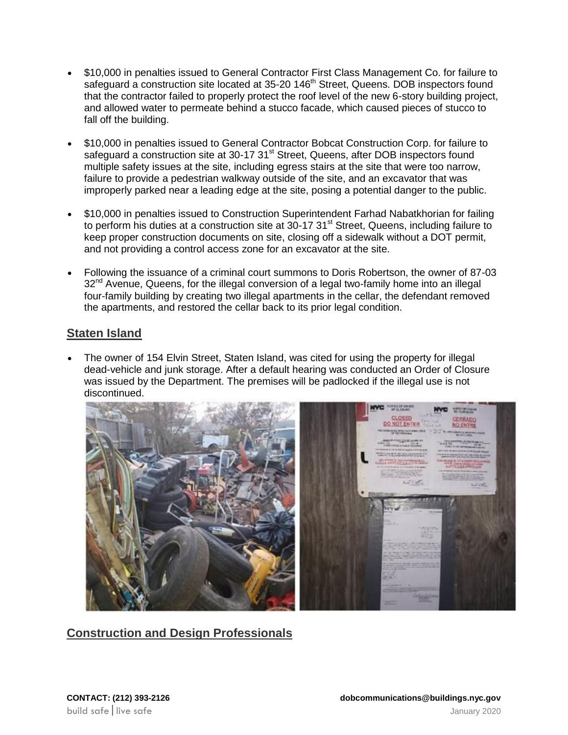- $10,000 in penalties issued to General Contractor First Class Management Co. for failure to safeguard a construction site located at 35-20 146th Street, Queens. DOB inspectors found that the contractor failed to properly protect the roof level of the new 6-story building project, and allowed water to permeate behind a stucco facade, which caused pieces of stucco to fall off the building.

- $10,000 in penalties issued to General Contractor Bobcat Construction Corp. for failure to safeguard a construction site at 30-17 31st Street, Queens, after DOB inspectors found multiple safety issues at the site, including egress stairs at the site that were too narrow, failure to provide a pedestrian walkway outside of the site, and an excavator that was improperly parked near a leading edge at the site, posing a potential danger to the public.

- $10,000 in penalties issued to Construction Superintendent Farhad Nabatkhorian for failing to perform his duties at a construction site at 30-17 31st Street, Queens, including failure to keep proper construction documents on site, closing off a sidewalk without a DOT permit, and not providing a control access zone for an excavator at the site.

- Following the issuance of a criminal court summons to Doris Robertson, the owner of 87-03 32nd Avenue, Queens, for the illegal conversion of a legal two-family home into an illegal four-family building by creating two illegal apartments in the cellar, the defendant removed the apartments, and restored the cellar back to its prior legal condition.

## Staten Island

- The owner of 154 Elvin Street, Staten Island, was cited for using the property for illegal dead-vehicle and junk storage. After a default hearing was conducted an Order of Closure was issued by the Department. The premises will be padlocked if the illegal use is not discontinued.

## Construction and Design Professionals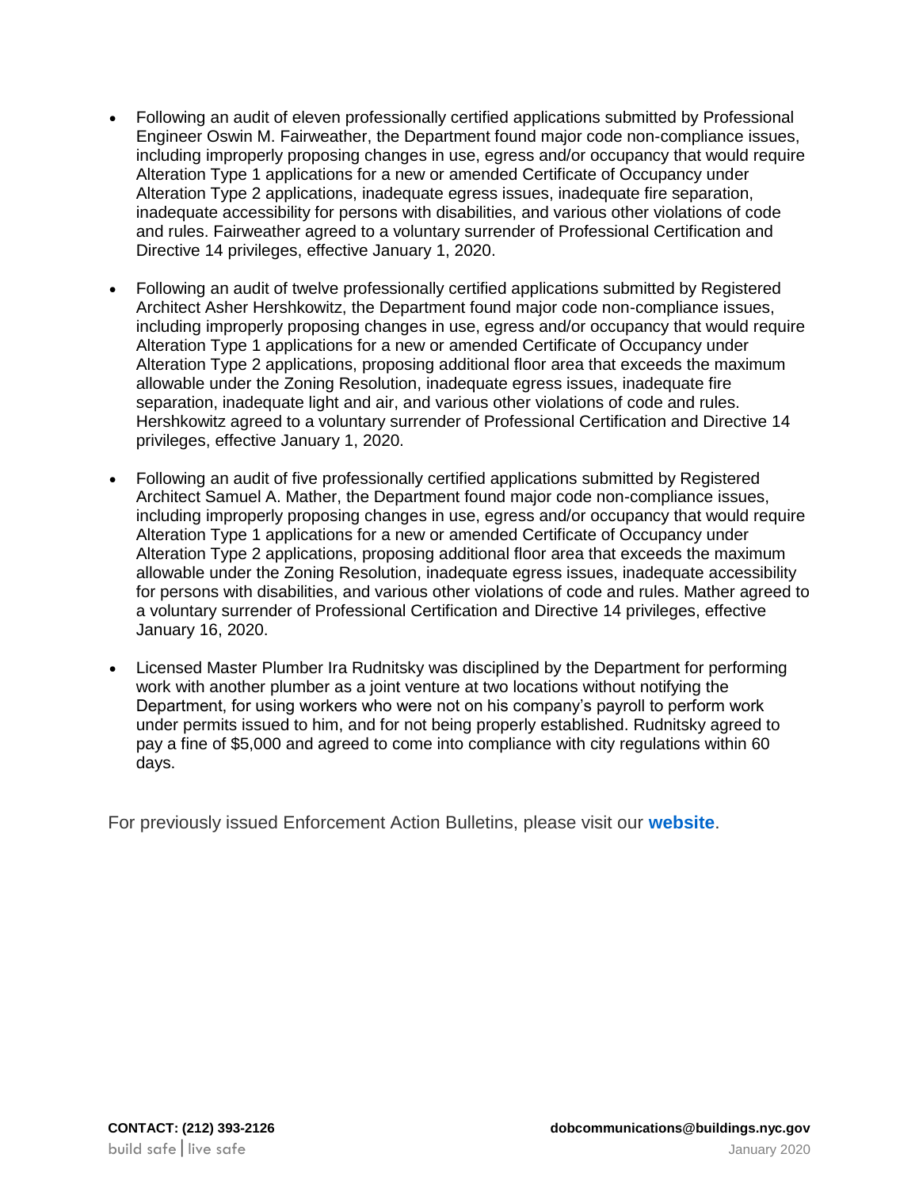- Following an audit of eleven professionally certified applications submitted by Professional Engineer Oswin M. Fairweather, the Department found major code non-compliance issues, including improperly proposing changes in use, egress and/or occupancy that would require Alteration Type 1 applications for a new or amended Certificate of Occupancy under Alteration Type 2 applications, inadequate egress issues, inadequate fire separation, inadequate accessibility for persons with disabilities, and various other violations of code and rules. Fairweather agreed to a voluntary surrender of Professional Certification and Directive 14 privileges, effective January 1, 2020.

- Following an audit of twelve professionally certified applications submitted by Registered Architect Asher Hershkowitz, the Department found major code non-compliance issues, including improperly proposing changes in use, egress and/or occupancy that would require Alteration Type 1 applications for a new or amended Certificate of Occupancy under Alteration Type 2 applications, proposing additional floor area that exceeds the maximum allowable under the Zoning Resolution, inadequate egress issues, inadequate fire separation, inadequate light and air, and various other violations of code and rules. Hershkowitz agreed to a voluntary surrender of Professional Certification and Directive 14 privileges, effective January 1, 2020.

- Following an audit of five professionally certified applications submitted by Registered Architect Samuel A. Mather, the Department found major code non-compliance issues, including improperly proposing changes in use, egress and/or occupancy that would require Alteration Type 1 applications for a new or amended Certificate of Occupancy under Alteration Type 2 applications, proposing additional floor area that exceeds the maximum allowable under the Zoning Resolution, inadequate egress issues, inadequate accessibility for persons with disabilities, and various other violations of code and rules. Mather agreed to a voluntary surrender of Professional Certification and Directive 14 privileges, effective January 16, 2020.

- Licensed Master Plumber Ira Rudnitsky was disciplined by the Department for performing work with another plumber as a joint venture at two locations without notifying the Department, for using workers who were not on his company's payroll to perform work under permits issued to him, and for not being properly established. Rudnitsky agreed to pay a fine of $5,000 and agreed to come into compliance with city regulations within 60 days.

For previously issued Enforcement Action Bulletins, please visit our **website**.